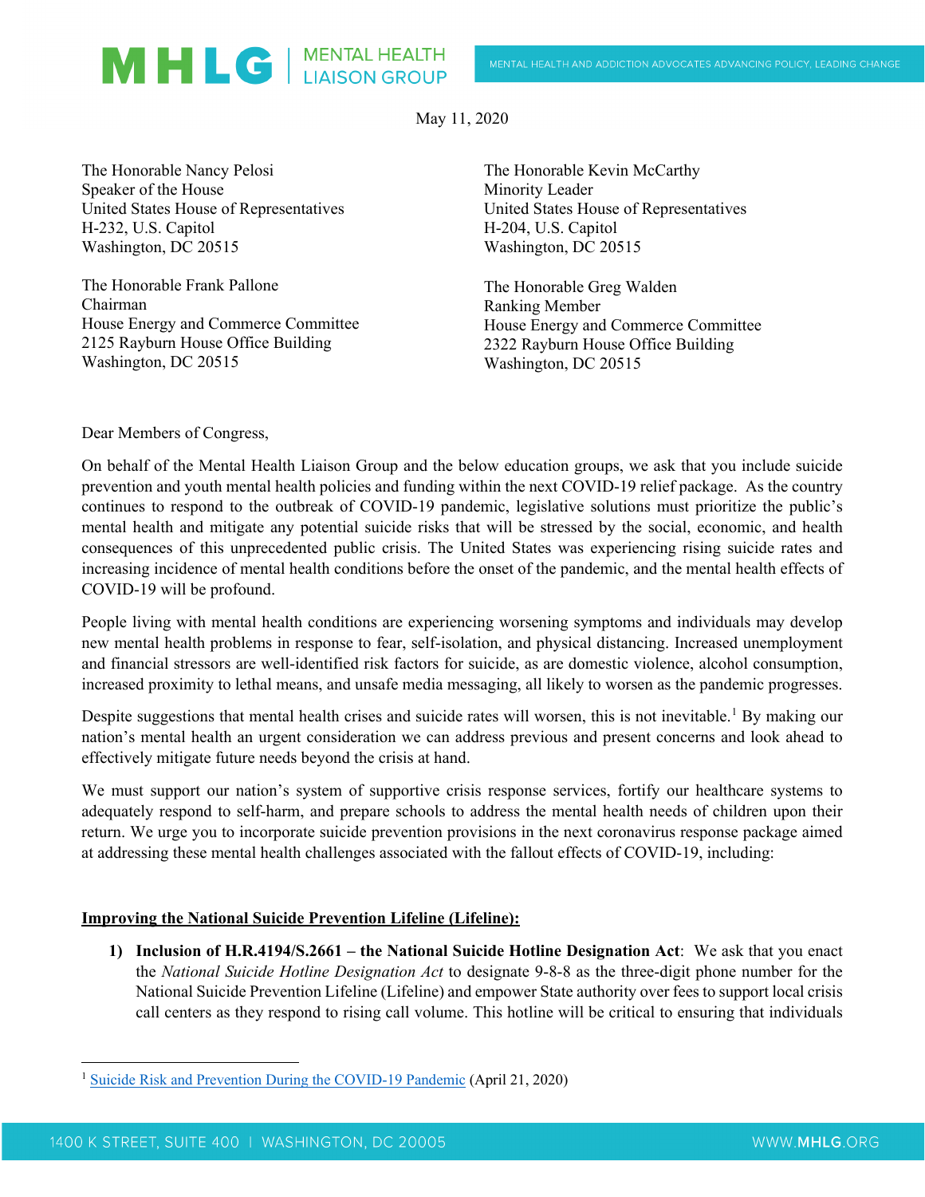MHLG | MENTAL HEALTH LIAISON GROUP

MENTAL HEALTH AND ADDICTION ADVOCATES ADVANCING POLICY, LEADING CHANGE

May 11, 2020

The Honorable Nancy Pelosi
Speaker of the House
United States House of Representatives
H-232, U.S. Capitol
Washington, DC 20515

The Honorable Kevin McCarthy
Minority Leader
United States House of Representatives
H-204, U.S. Capitol
Washington, DC 20515

The Honorable Frank Pallone
Chairman
House Energy and Commerce Committee
2125 Rayburn House Office Building
Washington, DC 20515

The Honorable Greg Walden
Ranking Member
House Energy and Commerce Committee
2322 Rayburn House Office Building
Washington, DC 20515

Dear Members of Congress,

On behalf of the Mental Health Liaison Group and the below education groups, we ask that you include suicide prevention and youth mental health policies and funding within the next COVID-19 relief package. As the country continues to respond to the outbreak of COVID-19 pandemic, legislative solutions must prioritize the public's mental health and mitigate any potential suicide risks that will be stressed by the social, economic, and health consequences of this unprecedented public crisis. The United States was experiencing rising suicide rates and increasing incidence of mental health conditions before the onset of the pandemic, and the mental health effects of COVID-19 will be profound.

People living with mental health conditions are experiencing worsening symptoms and individuals may develop new mental health problems in response to fear, self-isolation, and physical distancing. Increased unemployment and financial stressors are well-identified risk factors for suicide, as are domestic violence, alcohol consumption, increased proximity to lethal means, and unsafe media messaging, all likely to worsen as the pandemic progresses.

Despite suggestions that mental health crises and suicide rates will worsen, this is not inevitable.[1] By making our nation's mental health an urgent consideration we can address previous and present concerns and look ahead to effectively mitigate future needs beyond the crisis at hand.

We must support our nation's system of supportive crisis response services, fortify our healthcare systems to adequately respond to self-harm, and prepare schools to address the mental health needs of children upon their return. We urge you to incorporate suicide prevention provisions in the next coronavirus response package aimed at addressing these mental health challenges associated with the fallout effects of COVID-19, including:

**Improving the National Suicide Prevention Lifeline (Lifeline):**

1) **Inclusion of H.R.4194/S.2661 – the National Suicide Hotline Designation Act**: We ask that you enact the *National Suicide Hotline Designation Act* to designate 9-8-8 as the three-digit phone number for the National Suicide Prevention Lifeline (Lifeline) and empower State authority over fees to support local crisis call centers as they respond to rising call volume. This hotline will be critical to ensuring that individuals

[1] Suicide Risk and Prevention During the COVID-19 Pandemic (April 21, 2020)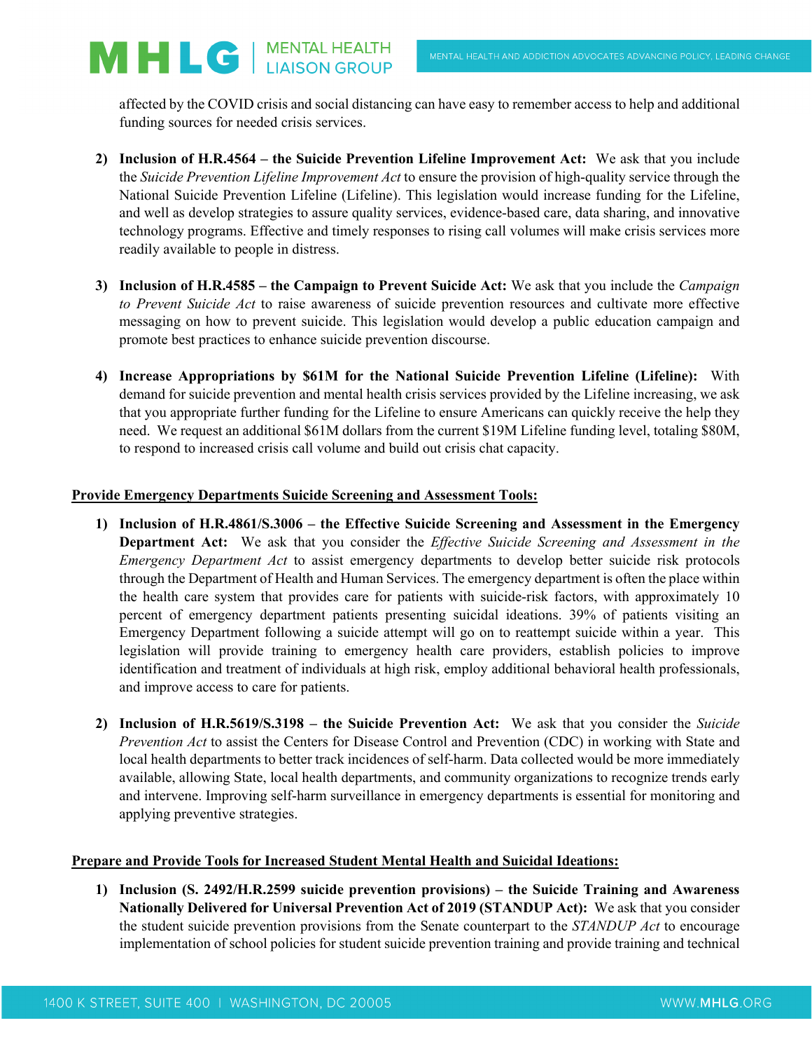affected by the COVID crisis and social distancing can have easy to remember access to help and additional funding sources for needed crisis services.

2) **Inclusion of H.R.4564 – the Suicide Prevention Lifeline Improvement Act:** We ask that you include the *Suicide Prevention Lifeline Improvement Act* to ensure the provision of high-quality service through the National Suicide Prevention Lifeline (Lifeline). This legislation would increase funding for the Lifeline, and well as develop strategies to assure quality services, evidence-based care, data sharing, and innovative technology programs. Effective and timely responses to rising call volumes will make crisis services more readily available to people in distress.

3) **Inclusion of H.R.4585 – the Campaign to Prevent Suicide Act:** We ask that you include the *Campaign to Prevent Suicide Act* to raise awareness of suicide prevention resources and cultivate more effective messaging on how to prevent suicide. This legislation would develop a public education campaign and promote best practices to enhance suicide prevention discourse.

4) **Increase Appropriations by $61M for the National Suicide Prevention Lifeline (Lifeline):** With demand for suicide prevention and mental health crisis services provided by the Lifeline increasing, we ask that you appropriate further funding for the Lifeline to ensure Americans can quickly receive the help they need. We request an additional $61M dollars from the current $19M Lifeline funding level, totaling $80M, to respond to increased crisis call volume and build out crisis chat capacity.

**Provide Emergency Departments Suicide Screening and Assessment Tools:**

1) **Inclusion of H.R.4861/S.3006 – the Effective Suicide Screening and Assessment in the Emergency Department Act:** We ask that you consider the *Effective Suicide Screening and Assessment in the Emergency Department Act* to assist emergency departments to develop better suicide risk protocols through the Department of Health and Human Services. The emergency department is often the place within the health care system that provides care for patients with suicide-risk factors, with approximately 10 percent of emergency department patients presenting suicidal ideations. 39% of patients visiting an Emergency Department following a suicide attempt will go on to reattempt suicide within a year. This legislation will provide training to emergency health care providers, establish policies to improve identification and treatment of individuals at high risk, employ additional behavioral health professionals, and improve access to care for patients.

2) **Inclusion of H.R.5619/S.3198 – the Suicide Prevention Act:** We ask that you consider the *Suicide Prevention Act* to assist the Centers for Disease Control and Prevention (CDC) in working with State and local health departments to better track incidences of self-harm. Data collected would be more immediately available, allowing State, local health departments, and community organizations to recognize trends early and intervene. Improving self-harm surveillance in emergency departments is essential for monitoring and applying preventive strategies.

**Prepare and Provide Tools for Increased Student Mental Health and Suicidal Ideations:**

1) **Inclusion (S. 2492/H.R.2599 suicide prevention provisions) – the Suicide Training and Awareness Nationally Delivered for Universal Prevention Act of 2019 (STANDUP Act):** We ask that you consider the student suicide prevention provisions from the Senate counterpart to the *STANDUP Act* to encourage implementation of school policies for student suicide prevention training and provide training and technical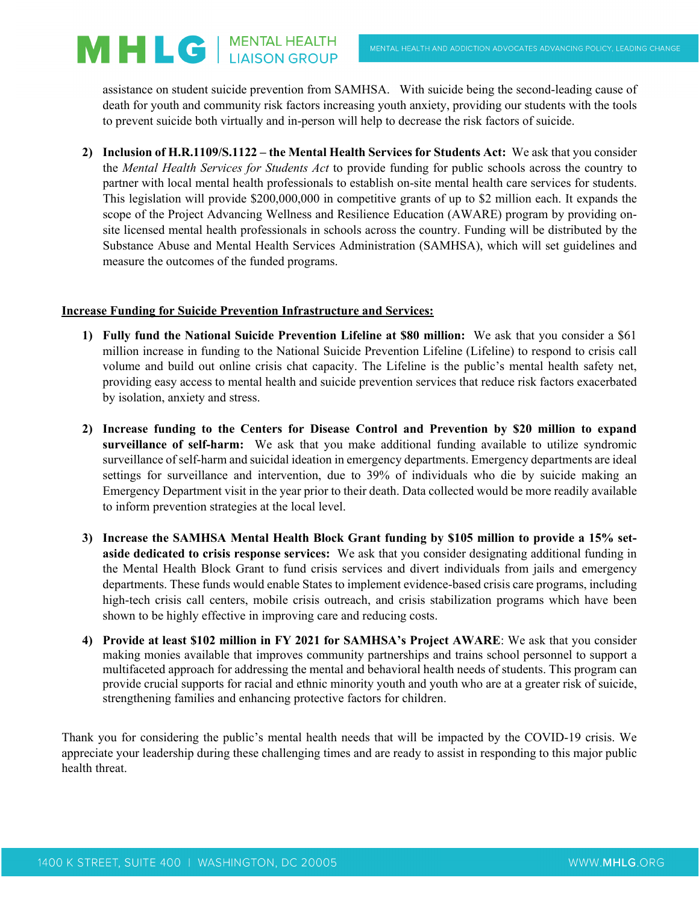assistance on student suicide prevention from SAMHSA. With suicide being the second-leading cause of death for youth and community risk factors increasing youth anxiety, providing our students with the tools to prevent suicide both virtually and in-person will help to decrease the risk factors of suicide.

2) **Inclusion of H.R.1109/S.1122 – the Mental Health Services for Students Act:** We ask that you consider the *Mental Health Services for Students Act* to provide funding for public schools across the country to partner with local mental health professionals to establish on-site mental health care services for students. This legislation will provide $200,000,000 in competitive grants of up to $2 million each. It expands the scope of the Project Advancing Wellness and Resilience Education (AWARE) program by providing on-site licensed mental health professionals in schools across the country. Funding will be distributed by the Substance Abuse and Mental Health Services Administration (SAMHSA), which will set guidelines and measure the outcomes of the funded programs.

**Increase Funding for Suicide Prevention Infrastructure and Services:**

1) **Fully fund the National Suicide Prevention Lifeline at $80 million:** We ask that you consider a $61 million increase in funding to the National Suicide Prevention Lifeline (Lifeline) to respond to crisis call volume and build out online crisis chat capacity. The Lifeline is the public's mental health safety net, providing easy access to mental health and suicide prevention services that reduce risk factors exacerbated by isolation, anxiety and stress.

2) **Increase funding to the Centers for Disease Control and Prevention by $20 million to expand surveillance of self-harm:** We ask that you make additional funding available to utilize syndromic surveillance of self-harm and suicidal ideation in emergency departments. Emergency departments are ideal settings for surveillance and intervention, due to 39% of individuals who die by suicide making an Emergency Department visit in the year prior to their death. Data collected would be more readily available to inform prevention strategies at the local level.

3) **Increase the SAMHSA Mental Health Block Grant funding by $105 million to provide a 15% set-aside dedicated to crisis response services:** We ask that you consider designating additional funding in the Mental Health Block Grant to fund crisis services and divert individuals from jails and emergency departments. These funds would enable States to implement evidence-based crisis care programs, including high-tech crisis call centers, mobile crisis outreach, and crisis stabilization programs which have been shown to be highly effective in improving care and reducing costs.

4) **Provide at least $102 million in FY 2021 for SAMHSA's Project AWARE**: We ask that you consider making monies available that improves community partnerships and trains school personnel to support a multifaceted approach for addressing the mental and behavioral health needs of students. This program can provide crucial supports for racial and ethnic minority youth and youth who are at a greater risk of suicide, strengthening families and enhancing protective factors for children.

Thank you for considering the public's mental health needs that will be impacted by the COVID-19 crisis. We appreciate your leadership during these challenging times and are ready to assist in responding to this major public health threat.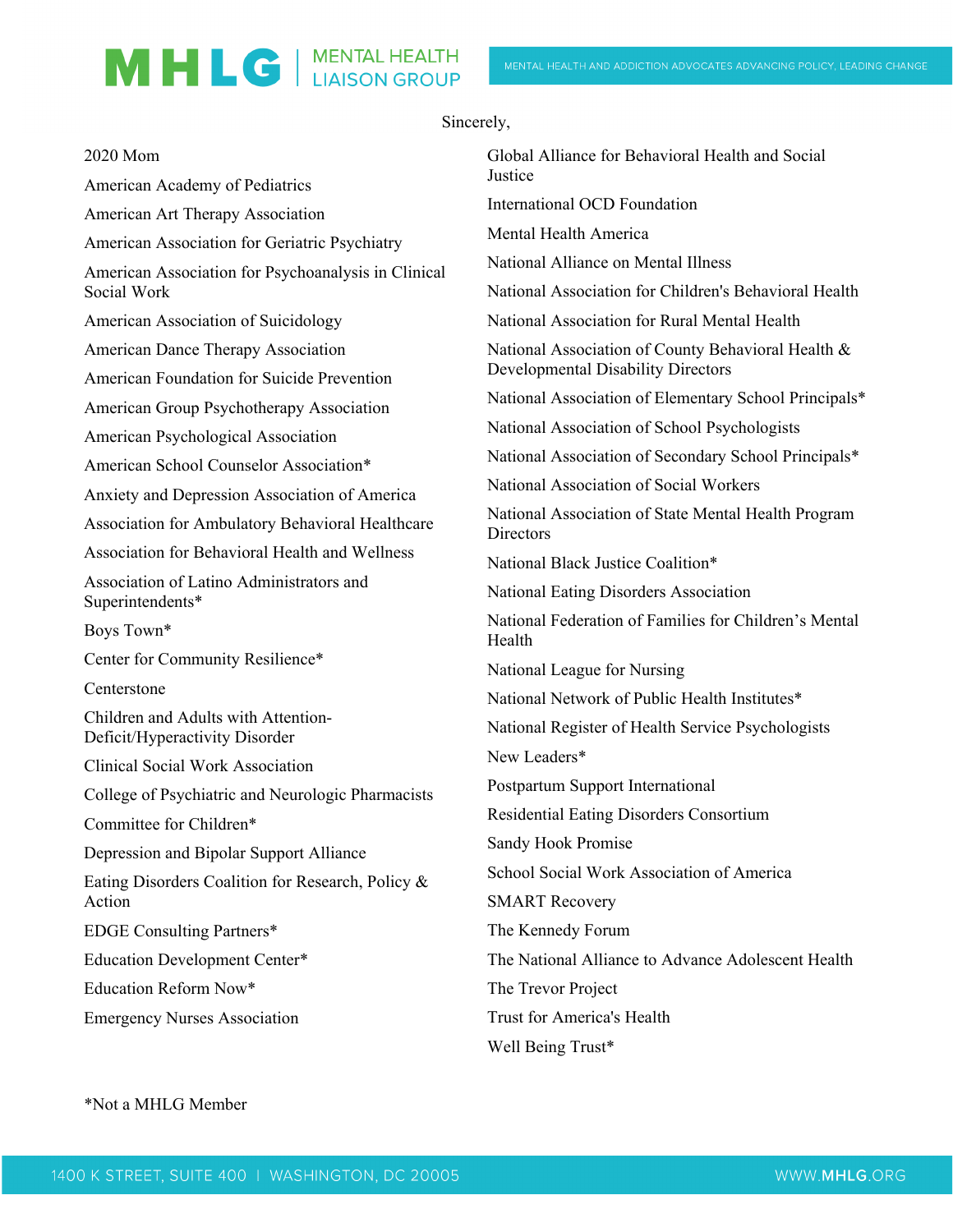Sincerely,

2020 Mom
American Academy of Pediatrics
American Art Therapy Association
American Association for Geriatric Psychiatry
American Association for Psychoanalysis in Clinical Social Work
American Association of Suicidology
American Dance Therapy Association
American Foundation for Suicide Prevention
American Group Psychotherapy Association
American Psychological Association
American School Counselor Association*
Anxiety and Depression Association of America
Association for Ambulatory Behavioral Healthcare
Association for Behavioral Health and Wellness
Association of Latino Administrators and Superintendents*
Boys Town*
Center for Community Resilience*
Centerstone
Children and Adults with Attention-Deficit/Hyperactivity Disorder
Clinical Social Work Association
College of Psychiatric and Neurologic Pharmacists
Committee for Children*
Depression and Bipolar Support Alliance
Eating Disorders Coalition for Research, Policy & Action
EDGE Consulting Partners*
Education Development Center*
Education Reform Now*
Emergency Nurses Association
Global Alliance for Behavioral Health and Social Justice
International OCD Foundation
Mental Health America
National Alliance on Mental Illness
National Association for Children's Behavioral Health
National Association for Rural Mental Health
National Association of County Behavioral Health & Developmental Disability Directors
National Association of Elementary School Principals*
National Association of School Psychologists
National Association of Secondary School Principals*
National Association of Social Workers
National Association of State Mental Health Program Directors
National Black Justice Coalition*
National Eating Disorders Association
National Federation of Families for Children's Mental Health
National League for Nursing
National Network of Public Health Institutes*
National Register of Health Service Psychologists
New Leaders*
Postpartum Support International
Residential Eating Disorders Consortium
Sandy Hook Promise
School Social Work Association of America
SMART Recovery
The Kennedy Forum
The National Alliance to Advance Adolescent Health
The Trevor Project
Trust for America's Health
Well Being Trust*

*Not a MHLG Member